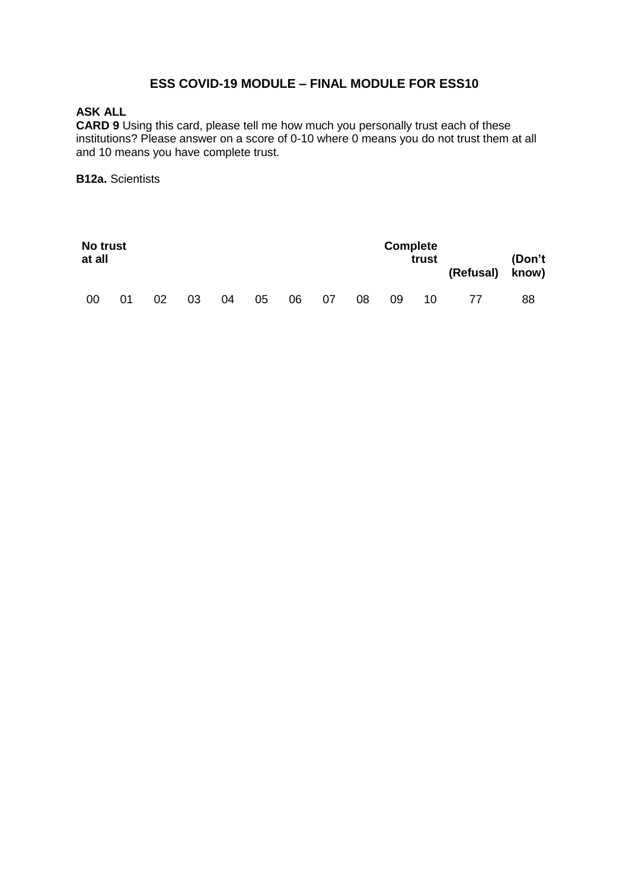## ESS COVID-19 MODULE – FINAL MODULE FOR ESS10

**ASK ALL**
**CARD 9** Using this card, please tell me how much you personally trust each of these institutions? Please answer on a score of 0-10 where 0 means you do not trust them at all and 10 means you have complete trust.

**B12a.** Scientists

| **No trust at all** | | | | | | | | | | **Complete trust** | **(Refusal)** | **(Don't know)** |
|---|---|---|---|---|---|---|---|---|---|---|---|---|
| 00 | 01 | 02 | 03 | 04 | 05 | 06 | 07 | 08 | 09 | 10 | 77 | 88 |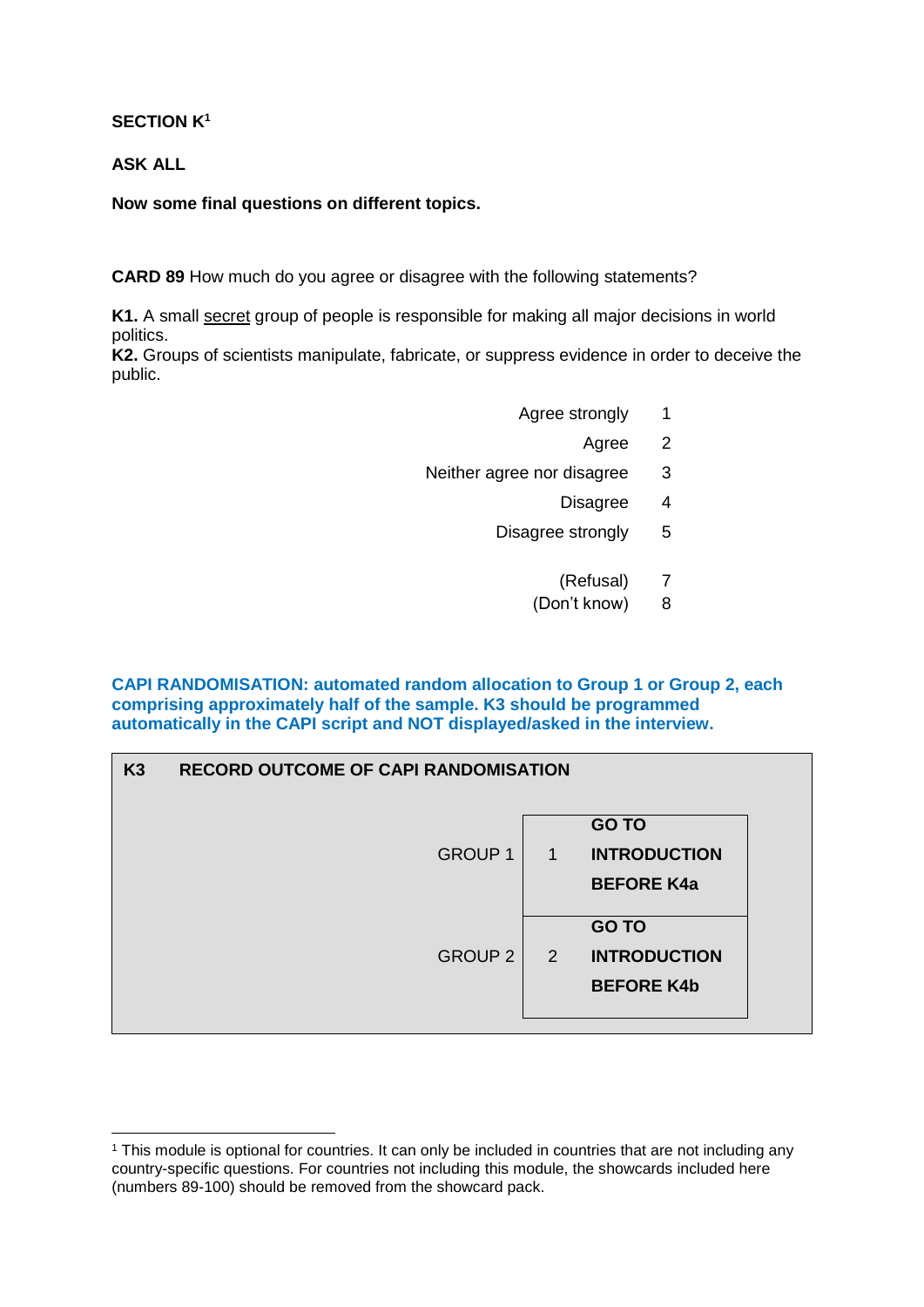**SECTION K**[1]

**ASK ALL**

**Now some final questions on different topics.**

**CARD 89** How much do you agree or disagree with the following statements?

**K1.** A small secret group of people is responsible for making all major decisions in world politics.
**K2.** Groups of scientists manipulate, fabricate, or suppress evidence in order to deceive the public.

| | |
|---|---|
| Agree strongly | 1 |
| Agree | 2 |
| Neither agree nor disagree | 3 |
| Disagree | 4 |
| Disagree strongly | 5 |
| (Refusal) | 7 |
| (Don't know) | 8 |

**CAPI RANDOMISATION: automated random allocation to Group 1 or Group 2, each comprising approximately half of the sample. K3 should be programmed automatically in the CAPI script and NOT displayed/asked in the interview.**

**K3 RECORD OUTCOME OF CAPI RANDOMISATION**

| | | |
|---|---|---|
| GROUP 1 | 1 | **GO TO INTRODUCTION BEFORE K4a** |
| GROUP 2 | 2 | **GO TO INTRODUCTION BEFORE K4b** |

[1] This module is optional for countries. It can only be included in countries that are not including any country-specific questions. For countries not including this module, the showcards included here (numbers 89-100) should be removed from the showcard pack.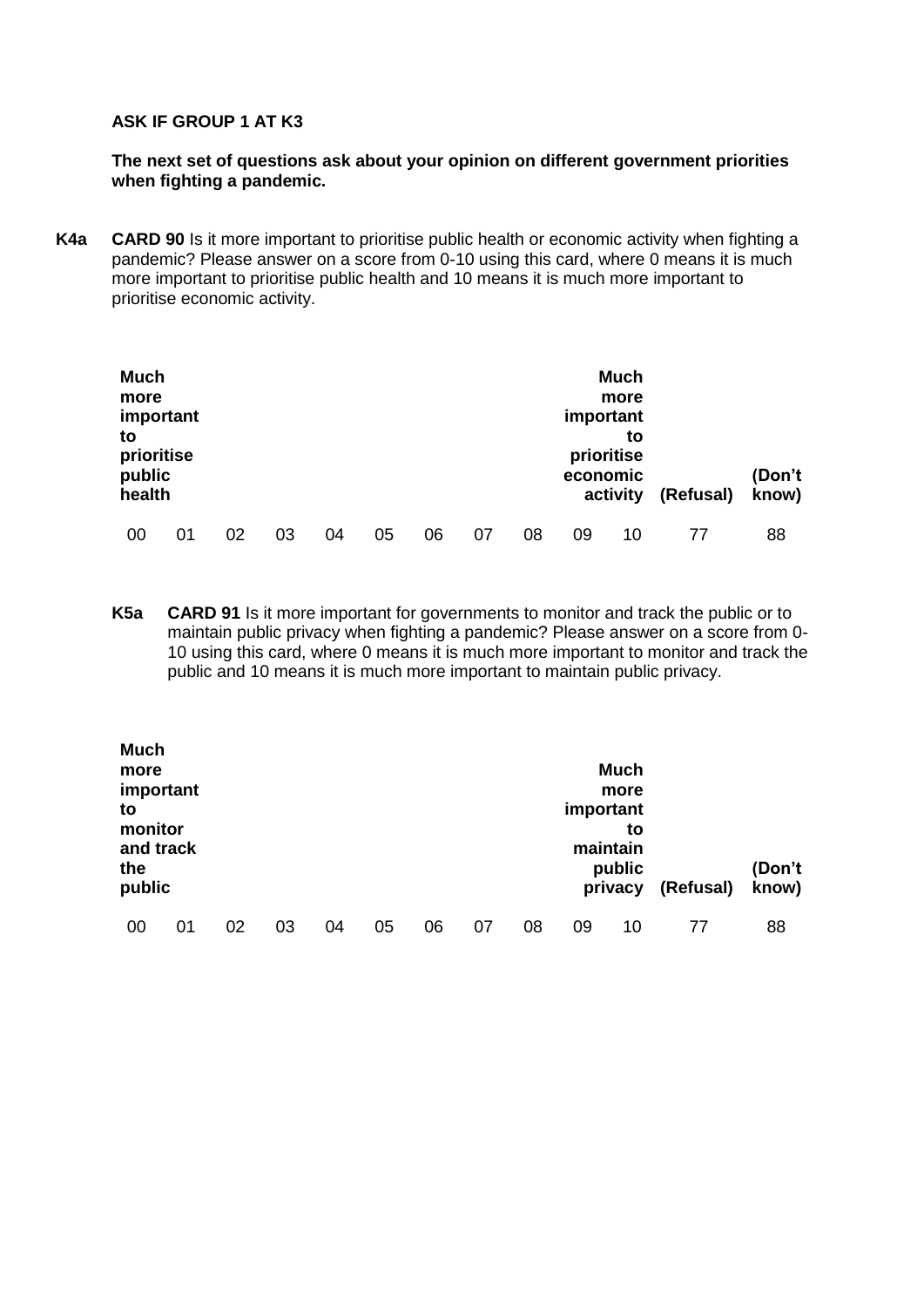**ASK IF GROUP 1 AT K3**

**The next set of questions ask about your opinion on different government priorities when fighting a pandemic.**

**K4a** **CARD 90** Is it more important to prioritise public health or economic activity when fighting a pandemic? Please answer on a score from 0-10 using this card, where 0 means it is much more important to prioritise public health and 10 means it is much more important to prioritise economic activity.

| **Much more important to prioritise public health** | | | | | | | | | | **Much more important to prioritise economic activity** | **(Refusal)** | **(Don't know)** |
|---|---|---|---|---|---|---|---|---|---|---|---|---|
| 00 | 01 | 02 | 03 | 04 | 05 | 06 | 07 | 08 | 09 | 10 | 77 | 88 |

**K5a** **CARD 91** Is it more important for governments to monitor and track the public or to maintain public privacy when fighting a pandemic? Please answer on a score from 0-10 using this card, where 0 means it is much more important to monitor and track the public and 10 means it is much more important to maintain public privacy.

| **Much more important to monitor and track the public** | | | | | | | | | | **Much more important to maintain public privacy** | **(Refusal)** | **(Don't know)** |
|---|---|---|---|---|---|---|---|---|---|---|---|---|
| 00 | 01 | 02 | 03 | 04 | 05 | 06 | 07 | 08 | 09 | 10 | 77 | 88 |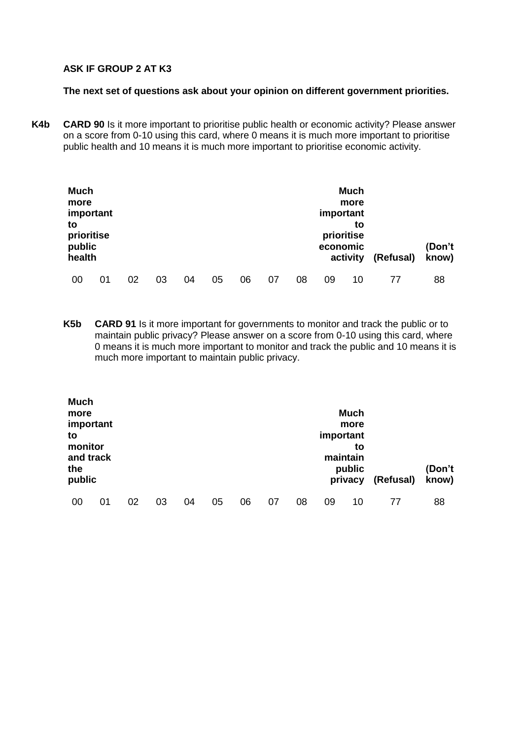**ASK IF GROUP 2 AT K3**

**The next set of questions ask about your opinion on different government priorities.**

**K4b** **CARD 90** Is it more important to prioritise public health or economic activity? Please answer on a score from 0-10 using this card, where 0 means it is much more important to prioritise public health and 10 means it is much more important to prioritise economic activity.

| **Much more important to prioritise public health** | | | | | | | | | | **Much more important to prioritise economic activity** | **(Refusal)** | **(Don't know)** |
|---|---|---|---|---|---|---|---|---|---|---|---|---|
| 00 | 01 | 02 | 03 | 04 | 05 | 06 | 07 | 08 | 09 | 10 | 77 | 88 |

**K5b** **CARD 91** Is it more important for governments to monitor and track the public or to maintain public privacy? Please answer on a score from 0-10 using this card, where 0 means it is much more important to monitor and track the public and 10 means it is much more important to maintain public privacy.

| **Much more important to monitor and track the public** | | | | | | | | | | **Much more important to maintain public privacy** | **(Refusal)** | **(Don't know)** |
|---|---|---|---|---|---|---|---|---|---|---|---|---|
| 00 | 01 | 02 | 03 | 04 | 05 | 06 | 07 | 08 | 09 | 10 | 77 | 88 |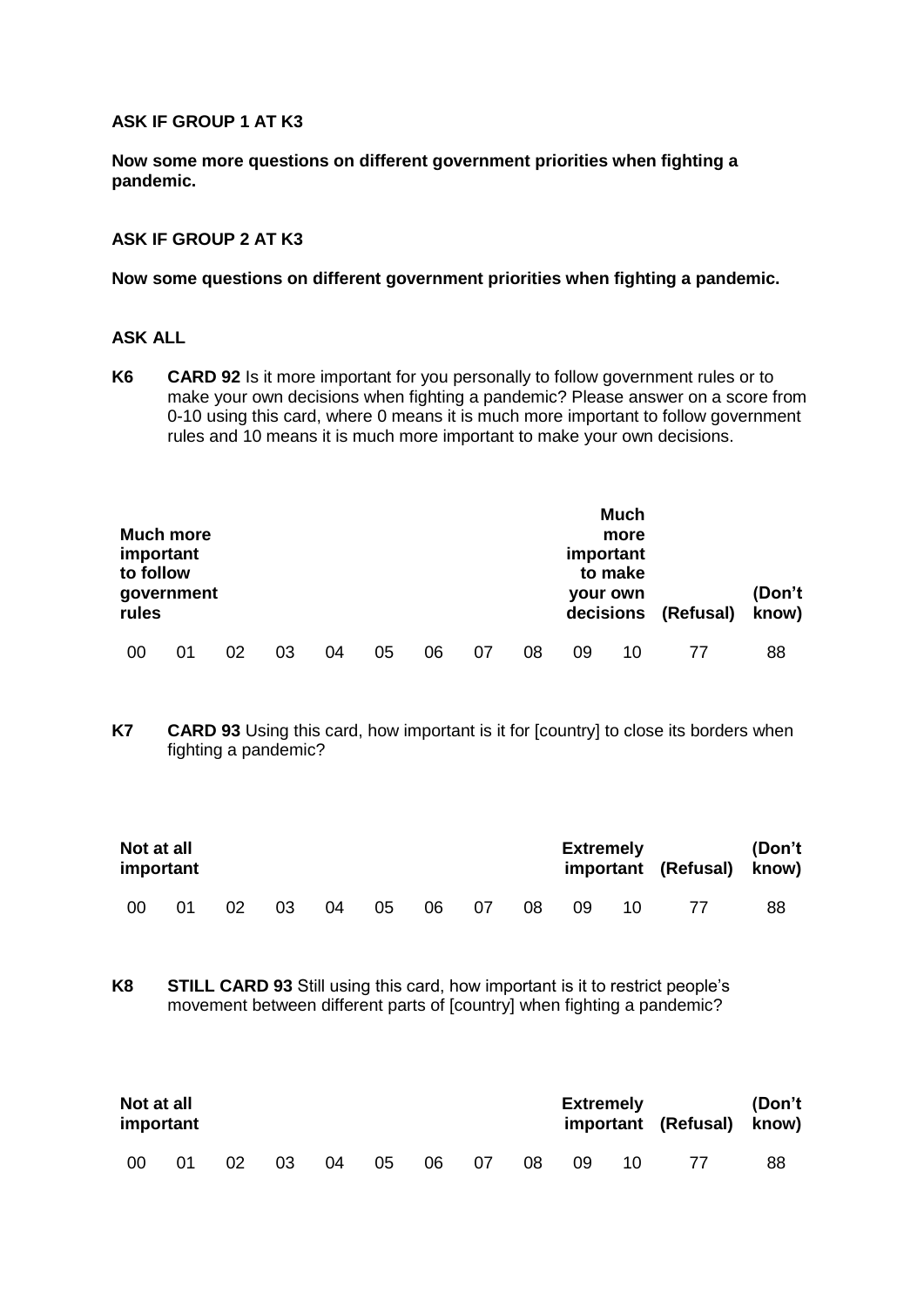**ASK IF GROUP 1 AT K3**

**Now some more questions on different government priorities when fighting a pandemic.**

**ASK IF GROUP 2 AT K3**

**Now some questions on different government priorities when fighting a pandemic.**

**ASK ALL**

**K6** **CARD 92** Is it more important for you personally to follow government rules or to make your own decisions when fighting a pandemic? Please answer on a score from 0-10 using this card, where 0 means it is much more important to follow government rules and 10 means it is much more important to make your own decisions.

| **Much more important to follow government rules** | | | | | | | | | | **Much more important to make your own decisions** | **(Refusal)** | **(Don't know)** |
|---|---|---|---|---|---|---|---|---|---|---|---|---|
| 00 | 01 | 02 | 03 | 04 | 05 | 06 | 07 | 08 | 09 | 10 | 77 | 88 |

**K7** **CARD 93** Using this card, how important is it for [country] to close its borders when fighting a pandemic?

| **Not at all important** | | | | | | | | | | **Extremely important** | **(Refusal)** | **(Don't know)** |
|---|---|---|---|---|---|---|---|---|---|---|---|---|
| 00 | 01 | 02 | 03 | 04 | 05 | 06 | 07 | 08 | 09 | 10 | 77 | 88 |

**K8** **STILL CARD 93** Still using this card, how important is it to restrict people's movement between different parts of [country] when fighting a pandemic?

| **Not at all important** | | | | | | | | | | **Extremely important** | **(Refusal)** | **(Don't know)** |
|---|---|---|---|---|---|---|---|---|---|---|---|---|
| 00 | 01 | 02 | 03 | 04 | 05 | 06 | 07 | 08 | 09 | 10 | 77 | 88 |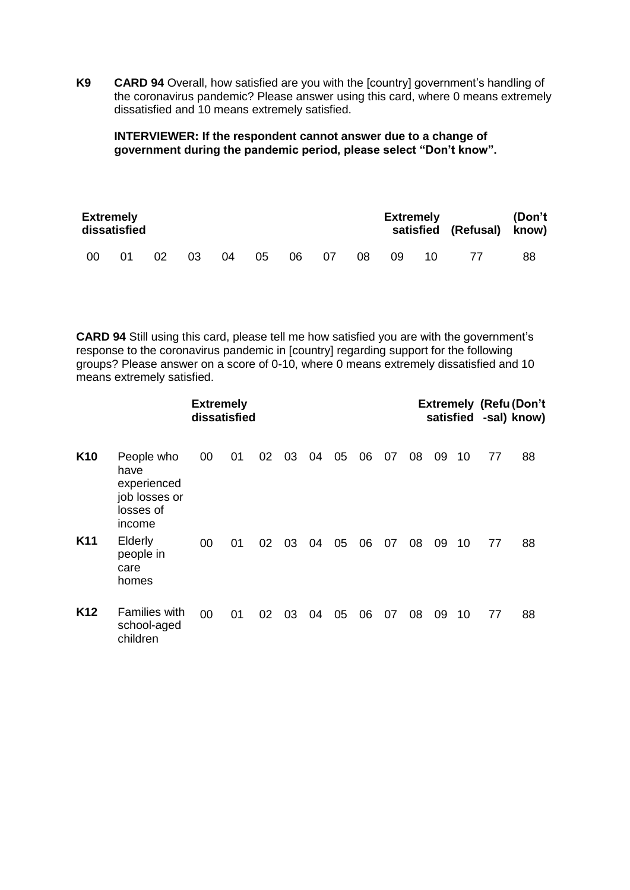**K9** **CARD 94** Overall, how satisfied are you with the [country] government's handling of the coronavirus pandemic? Please answer using this card, where 0 means extremely dissatisfied and 10 means extremely satisfied.

**INTERVIEWER: If the respondent cannot answer due to a change of government during the pandemic period, please select "Don't know".**

| **Extremely dissatisfied** | | | | | | | | | | **Extremely satisfied** | **(Refusal)** | **(Don't know)** |
|---|---|---|---|---|---|---|---|---|---|---|---|---|
| 00 | 01 | 02 | 03 | 04 | 05 | 06 | 07 | 08 | 09 | 10 | 77 | 88 |

**CARD 94** Still using this card, please tell me how satisfied you are with the government's response to the coronavirus pandemic in [country] regarding support for the following groups? Please answer on a score of 0-10, where 0 means extremely dissatisfied and 10 means extremely satisfied.

| | | **Extremely dissatisfied** | | | | | | | | | | **Extremely satisfied** | **(Refusal)** | **(Don't know)** |
|---|---|---|---|---|---|---|---|---|---|---|---|---|---|---|
| **K10** | People who have experienced job losses or losses of income | 00 | 01 | 02 | 03 | 04 | 05 | 06 | 07 | 08 | 09 | 10 | 77 | 88 |
| **K11** | Elderly people in care homes | 00 | 01 | 02 | 03 | 04 | 05 | 06 | 07 | 08 | 09 | 10 | 77 | 88 |
| **K12** | Families with school-aged children | 00 | 01 | 02 | 03 | 04 | 05 | 06 | 07 | 08 | 09 | 10 | 77 | 88 |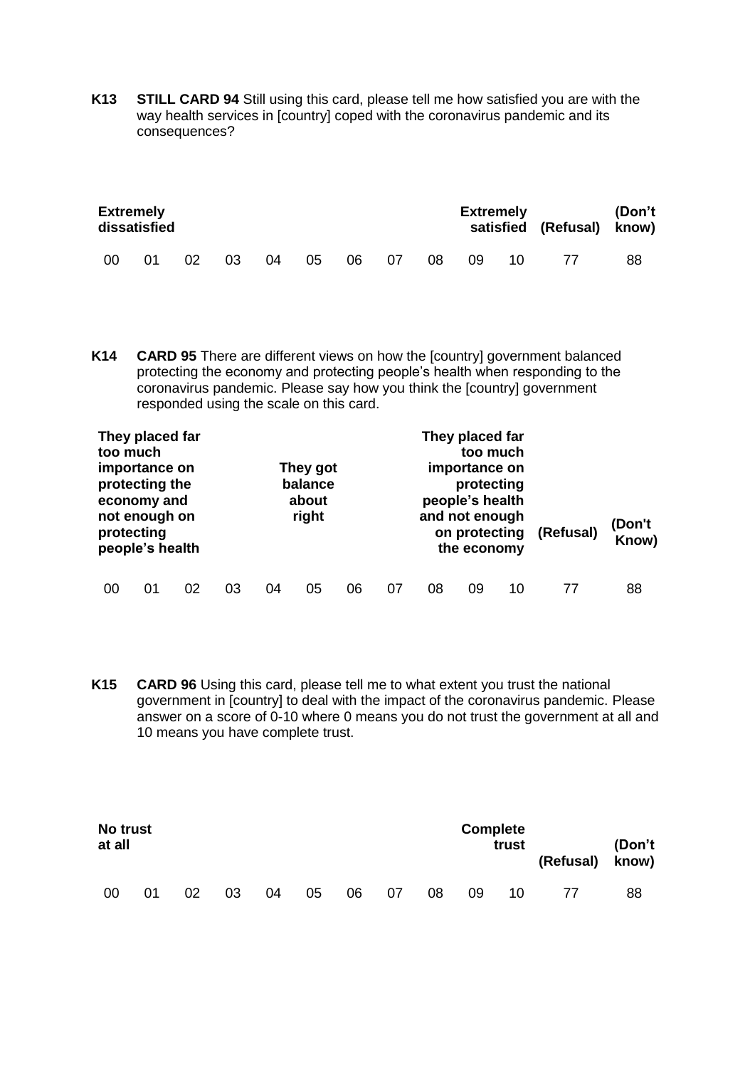**K13** **STILL CARD 94** Still using this card, please tell me how satisfied you are with the way health services in [country] coped with the coronavirus pandemic and its consequences?

| **Extremely dissatisfied** | | | | | | | | | | **Extremely satisfied** | **(Refusal)** | **(Don't know)** |
|---|---|---|---|---|---|---|---|---|---|---|---|---|
| 00 | 01 | 02 | 03 | 04 | 05 | 06 | 07 | 08 | 09 | 10 | 77 | 88 |

**K14** **CARD 95** There are different views on how the [country] government balanced protecting the economy and protecting people's health when responding to the coronavirus pandemic. Please say how you think the [country] government responded using the scale on this card.

| **They placed far too much importance on protecting the economy and not enough on protecting people's health** | | | | | **They got balance about right** | | | | | **They placed far too much importance on protecting people's health and not enough on protecting the economy** | **(Refusal)** | **(Don't Know)** |
|---|---|---|---|---|---|---|---|---|---|---|---|---|
| 00 | 01 | 02 | 03 | 04 | 05 | 06 | 07 | 08 | 09 | 10 | 77 | 88 |

**K15** **CARD 96** Using this card, please tell me to what extent you trust the national government in [country] to deal with the impact of the coronavirus pandemic. Please answer on a score of 0-10 where 0 means you do not trust the government at all and 10 means you have complete trust.

| **No trust at all** | | | | | | | | | | **Complete trust** | **(Refusal)** | **(Don't know)** |
|---|---|---|---|---|---|---|---|---|---|---|---|---|
| 00 | 01 | 02 | 03 | 04 | 05 | 06 | 07 | 08 | 09 | 10 | 77 | 88 |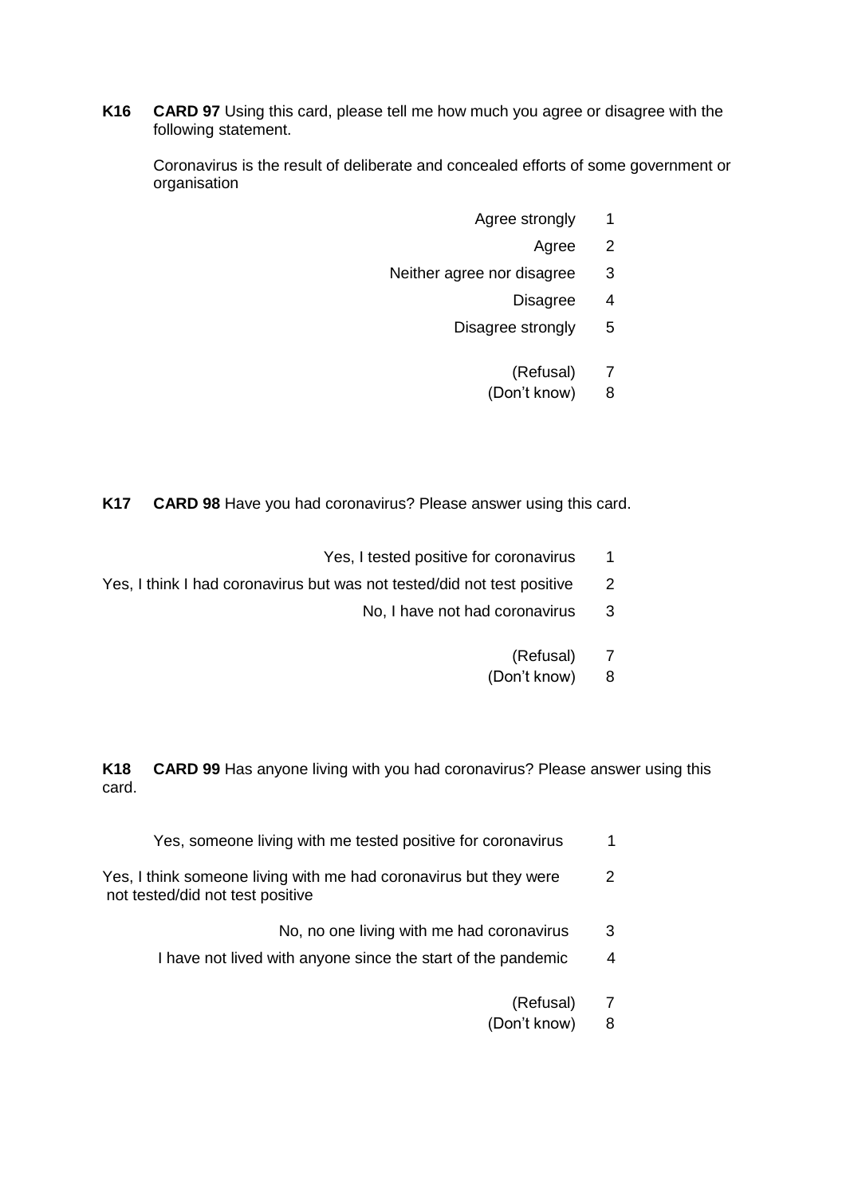**K16** **CARD 97** Using this card, please tell me how much you agree or disagree with the following statement.

Coronavirus is the result of deliberate and concealed efforts of some government or organisation

| | |
|---|---|
| Agree strongly | 1 |
| Agree | 2 |
| Neither agree nor disagree | 3 |
| Disagree | 4 |
| Disagree strongly | 5 |
| (Refusal) | 7 |
| (Don't know) | 8 |

**K17** **CARD 98** Have you had coronavirus? Please answer using this card.

| | |
|---|---|
| Yes, I tested positive for coronavirus | 1 |
| Yes, I think I had coronavirus but was not tested/did not test positive | 2 |
| No, I have not had coronavirus | 3 |
| (Refusal) | 7 |
| (Don't know) | 8 |

**K18** **CARD 99** Has anyone living with you had coronavirus? Please answer using this card.

| | |
|---|---|
| Yes, someone living with me tested positive for coronavirus | 1 |
| Yes, I think someone living with me had coronavirus but they were not tested/did not test positive | 2 |
| No, no one living with me had coronavirus | 3 |
| I have not lived with anyone since the start of the pandemic | 4 |
| (Refusal) | 7 |
| (Don't know) | 8 |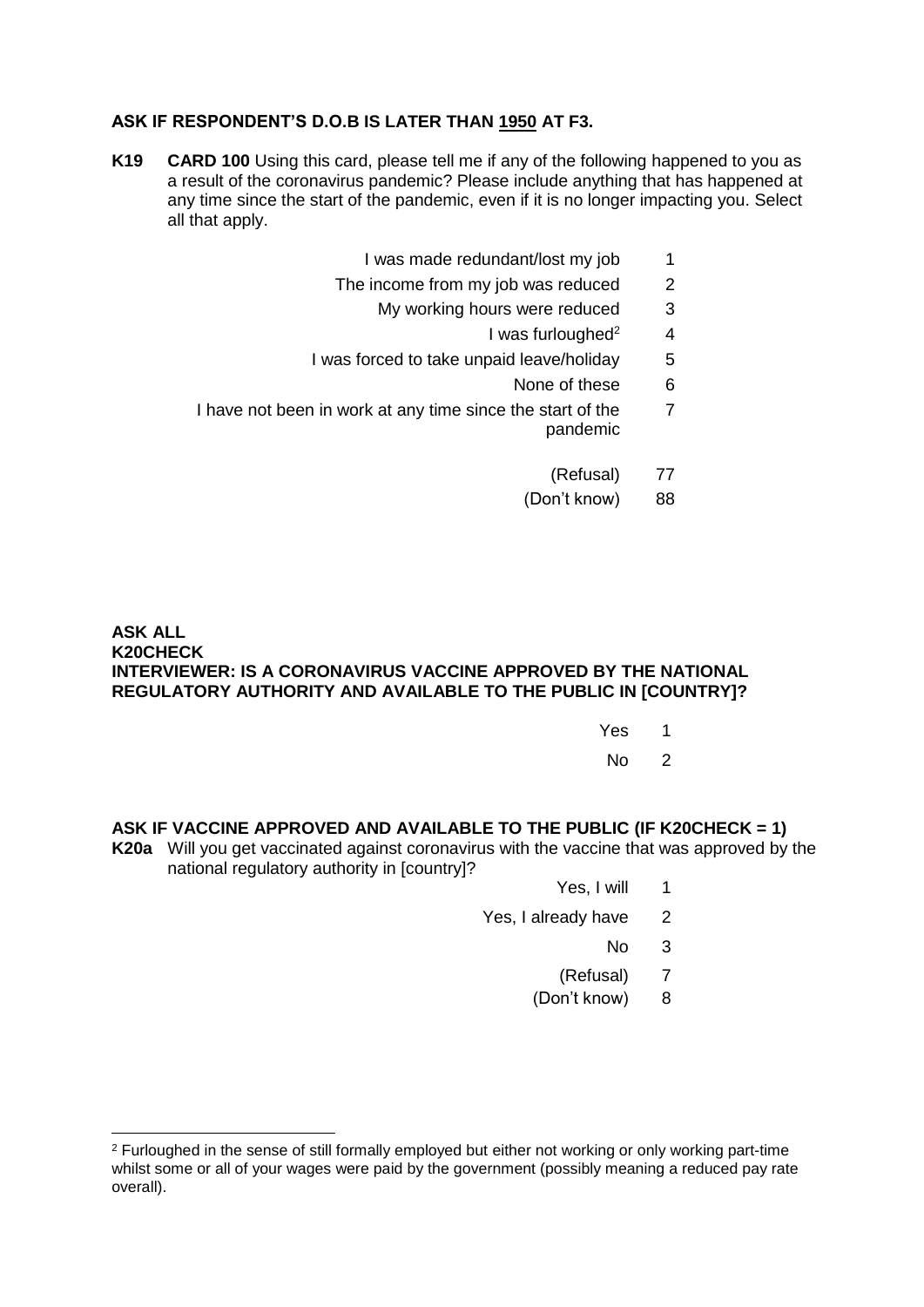**ASK IF RESPONDENT'S D.O.B IS LATER THAN 1950 AT F3.**

**K19** **CARD 100** Using this card, please tell me if any of the following happened to you as a result of the coronavirus pandemic? Please include anything that has happened at any time since the start of the pandemic, even if it is no longer impacting you. Select all that apply.

| | |
|---|---|
| I was made redundant/lost my job | 1 |
| The income from my job was reduced | 2 |
| My working hours were reduced | 3 |
| I was furloughed[2] | 4 |
| I was forced to take unpaid leave/holiday | 5 |
| None of these | 6 |
| I have not been in work at any time since the start of the pandemic | 7 |
| (Refusal) | 77 |
| (Don't know) | 88 |

**ASK ALL**
**K20CHECK**
**INTERVIEWER: IS A CORONAVIRUS VACCINE APPROVED BY THE NATIONAL REGULATORY AUTHORITY AND AVAILABLE TO THE PUBLIC IN [COUNTRY]?**

| | |
|---|---|
| Yes | 1 |
| No | 2 |

**ASK IF VACCINE APPROVED AND AVAILABLE TO THE PUBLIC (IF K20CHECK = 1)**

**K20a** Will you get vaccinated against coronavirus with the vaccine that was approved by the national regulatory authority in [country]?

| | |
|---|---|
| Yes, I will | 1 |
| Yes, I already have | 2 |
| No | 3 |
| (Refusal) | 7 |
| (Don't know) | 8 |

---

[2] Furloughed in the sense of still formally employed but either not working or only working part-time whilst some or all of your wages were paid by the government (possibly meaning a reduced pay rate overall).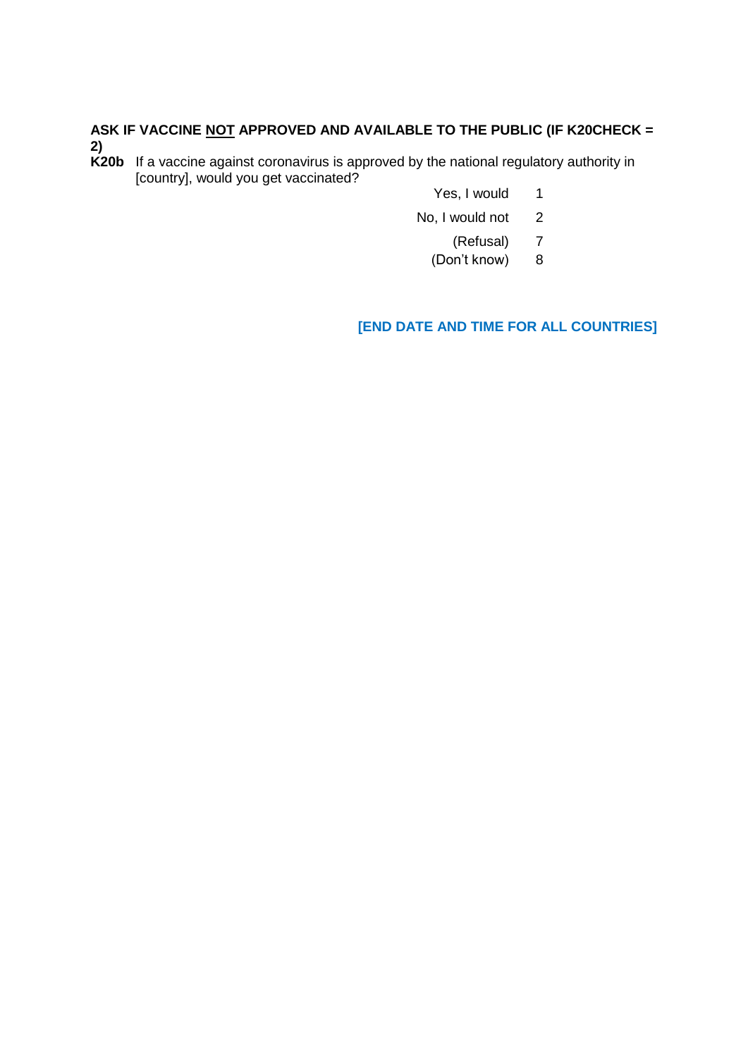**ASK IF VACCINE <u>NOT</u> APPROVED AND AVAILABLE TO THE PUBLIC (IF K20CHECK = 2)**

**K20b** If a vaccine against coronavirus is approved by the national regulatory authority in [country], would you get vaccinated?

| | |
|---|---|
| Yes, I would | 1 |
| No, I would not | 2 |
| (Refusal) | 7 |
| (Don't know) | 8 |

**[END DATE AND TIME FOR ALL COUNTRIES]**